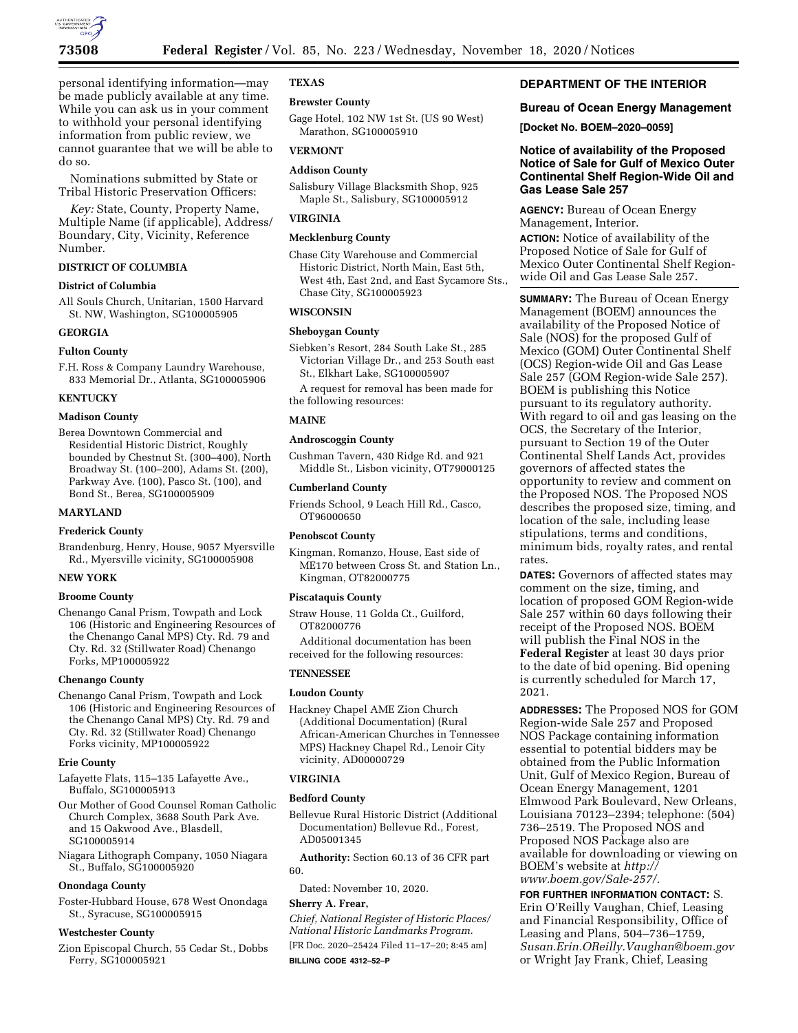personal identifying information—may be made publicly available at any time. While you can ask us in your comment to withhold your personal identifying information from public review, we cannot guarantee that we will be able to do so.

Nominations submitted by State or Tribal Historic Preservation Officers:

*Key:* State, County, Property Name, Multiple Name (if applicable), Address/Boundary, City, Vicinity, Reference Number.

**DISTRICT OF COLUMBIA**

**District of Columbia**

All Souls Church, Unitarian, 1500 Harvard St. NW, Washington, SG100005905

**GEORGIA**

**Fulton County**

F.H. Ross & Company Laundry Warehouse, 833 Memorial Dr., Atlanta, SG100005906

**KENTUCKY**

**Madison County**

Berea Downtown Commercial and Residential Historic District, Roughly bounded by Chestnut St. (300–400), North Broadway St. (100–200), Adams St. (200), Parkway Ave. (100), Pasco St. (100), and Bond St., Berea, SG100005909

**MARYLAND**

**Frederick County**

Brandenburg, Henry, House, 9057 Myersville Rd., Myersville vicinity, SG100005908

**NEW YORK**

**Broome County**

Chenango Canal Prism, Towpath and Lock 106 (Historic and Engineering Resources of the Chenango Canal MPS) Cty. Rd. 79 and Cty. Rd. 32 (Stillwater Road) Chenango Forks, MP100005922

**Chenango County**

Chenango Canal Prism, Towpath and Lock 106 (Historic and Engineering Resources of the Chenango Canal MPS) Cty. Rd. 79 and Cty. Rd. 32 (Stillwater Road) Chenango Forks vicinity, MP100005922

**Erie County**

Lafayette Flats, 115–135 Lafayette Ave., Buffalo, SG100005913

Our Mother of Good Counsel Roman Catholic Church Complex, 3688 South Park Ave. and 15 Oakwood Ave., Blasdell, SG100005914

Niagara Lithograph Company, 1050 Niagara St., Buffalo, SG100005920

**Onondaga County**

Foster-Hubbard House, 678 West Onondaga St., Syracuse, SG100005915

**Westchester County**

Zion Episcopal Church, 55 Cedar St., Dobbs Ferry, SG100005921

**TEXAS**

**Brewster County**

Gage Hotel, 102 NW 1st St. (US 90 West) Marathon, SG100005910

**VERMONT**

**Addison County**

Salisbury Village Blacksmith Shop, 925 Maple St., Salisbury, SG100005912

**VIRGINIA**

**Mecklenburg County**

Chase City Warehouse and Commercial Historic District, North Main, East 5th, West 4th, East 2nd, and East Sycamore Sts., Chase City, SG100005923

**WISCONSIN**

**Sheboygan County**

Siebken's Resort, 284 South Lake St., 285 Victorian Village Dr., and 253 South east St., Elkhart Lake, SG100005907

A request for removal has been made for the following resources:

**MAINE**

**Androscoggin County**

Cushman Tavern, 430 Ridge Rd. and 921 Middle St., Lisbon vicinity, OT79000125

**Cumberland County**

Friends School, 9 Leach Hill Rd., Casco, OT96000650

**Penobscot County**

Kingman, Romanzo, House, East side of ME170 between Cross St. and Station Ln., Kingman, OT82000775

**Piscataquis County**

Straw House, 11 Golda Ct., Guilford, OT82000776

Additional documentation has been received for the following resources:

**TENNESSEE**

**Loudon County**

Hackney Chapel AME Zion Church (Additional Documentation) (Rural African-American Churches in Tennessee MPS) Hackney Chapel Rd., Lenoir City vicinity, AD00000729

**VIRGINIA**

**Bedford County**

Bellevue Rural Historic District (Additional Documentation) Bellevue Rd., Forest, AD05001345

**Authority:** Section 60.13 of 36 CFR part 60.

Dated: November 10, 2020.

**Sherry A. Frear,**

*Chief, National Register of Historic Places/National Historic Landmarks Program.*

[FR Doc. 2020–25424 Filed 11–17–20; 8:45 am]

**BILLING CODE 4312–52–P**

## DEPARTMENT OF THE INTERIOR

### Bureau of Ocean Energy Management

**[Docket No. BOEM–2020–0059]**

### Notice of availability of the Proposed Notice of Sale for Gulf of Mexico Outer Continental Shelf Region-Wide Oil and Gas Lease Sale 257

**AGENCY:** Bureau of Ocean Energy Management, Interior.

**ACTION:** Notice of availability of the Proposed Notice of Sale for Gulf of Mexico Outer Continental Shelf Region-wide Oil and Gas Lease Sale 257.

**SUMMARY:** The Bureau of Ocean Energy Management (BOEM) announces the availability of the Proposed Notice of Sale (NOS) for the proposed Gulf of Mexico (GOM) Outer Continental Shelf (OCS) Region-wide Oil and Gas Lease Sale 257 (GOM Region-wide Sale 257). BOEM is publishing this Notice pursuant to its regulatory authority. With regard to oil and gas leasing on the OCS, the Secretary of the Interior, pursuant to Section 19 of the Outer Continental Shelf Lands Act, provides governors of affected states the opportunity to review and comment on the Proposed NOS. The Proposed NOS describes the proposed size, timing, and location of the sale, including lease stipulations, terms and conditions, minimum bids, royalty rates, and rental rates.

**DATES:** Governors of affected states may comment on the size, timing, and location of proposed GOM Region-wide Sale 257 within 60 days following their receipt of the Proposed NOS. BOEM will publish the Final NOS in the **Federal Register** at least 30 days prior to the date of bid opening. Bid opening is currently scheduled for March 17, 2021.

**ADDRESSES:** The Proposed NOS for GOM Region-wide Sale 257 and Proposed NOS Package containing information essential to potential bidders may be obtained from the Public Information Unit, Gulf of Mexico Region, Bureau of Ocean Energy Management, 1201 Elmwood Park Boulevard, New Orleans, Louisiana 70123–2394; telephone: (504) 736–2519. The Proposed NOS and Proposed NOS Package also are available for downloading or viewing on BOEM's website at *http://www.boem.gov/Sale-257/*.

**FOR FURTHER INFORMATION CONTACT:** S. Erin O'Reilly Vaughan, Chief, Leasing and Financial Responsibility, Office of Leasing and Plans, 504–736–1759, *Susan.Erin.OReilly.Vaughan@boem.gov* or Wright Jay Frank, Chief, Leasing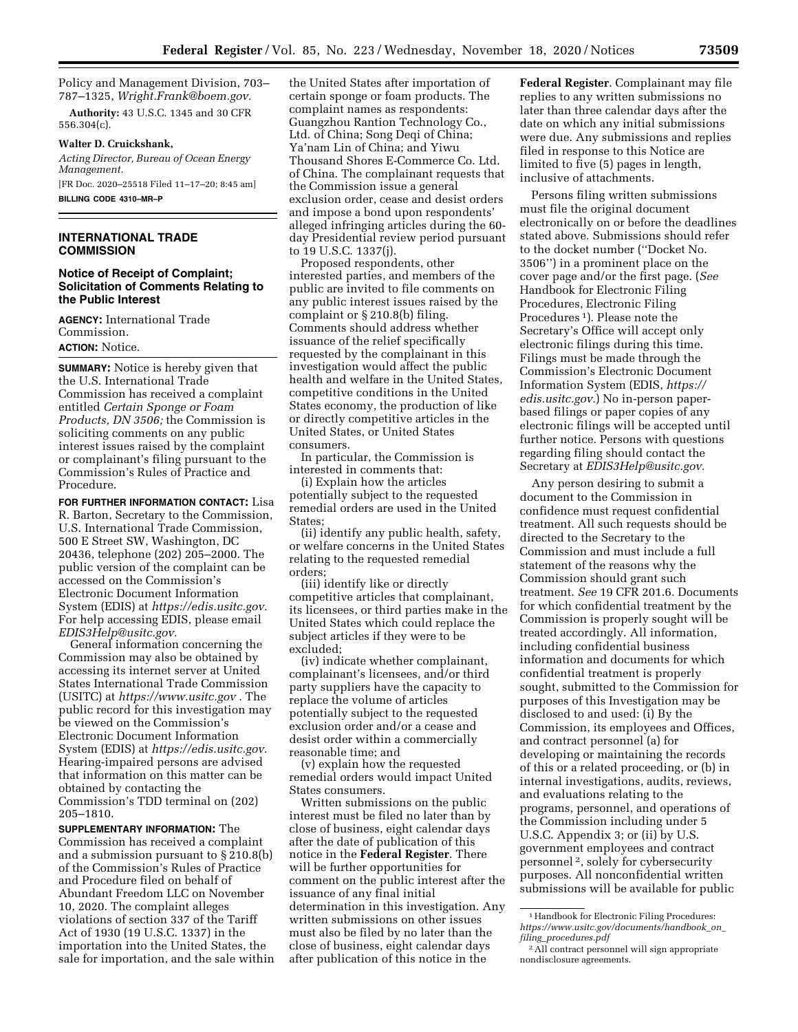Policy and Management Division, 703–787–1325, *Wright.Frank@boem.gov.*

**Authority:** 43 U.S.C. 1345 and 30 CFR 556.304(c).

**Walter D. Cruickshank,**

*Acting Director, Bureau of Ocean Energy Management.*

[FR Doc. 2020–25518 Filed 11–17–20; 8:45 am]

**BILLING CODE 4310–MR–P**

## INTERNATIONAL TRADE COMMISSION

### Notice of Receipt of Complaint; Solicitation of Comments Relating to the Public Interest

**AGENCY:** International Trade Commission.

**ACTION:** Notice.

**SUMMARY:** Notice is hereby given that the U.S. International Trade Commission has received a complaint entitled *Certain Sponge or Foam Products, DN 3506;* the Commission is soliciting comments on any public interest issues raised by the complaint or complainant's filing pursuant to the Commission's Rules of Practice and Procedure.

**FOR FURTHER INFORMATION CONTACT:** Lisa R. Barton, Secretary to the Commission, U.S. International Trade Commission, 500 E Street SW, Washington, DC 20436, telephone (202) 205–2000. The public version of the complaint can be accessed on the Commission's Electronic Document Information System (EDIS) at *https://edis.usitc.gov.* For help accessing EDIS, please email *EDIS3Help@usitc.gov.*

General information concerning the Commission may also be obtained by accessing its internet server at United States International Trade Commission (USITC) at *https://www.usitc.gov* . The public record for this investigation may be viewed on the Commission's Electronic Document Information System (EDIS) at *https://edis.usitc.gov.* Hearing-impaired persons are advised that information on this matter can be obtained by contacting the Commission's TDD terminal on (202) 205–1810.

**SUPPLEMENTARY INFORMATION:** The Commission has received a complaint and a submission pursuant to § 210.8(b) of the Commission's Rules of Practice and Procedure filed on behalf of Abundant Freedom LLC on November 10, 2020. The complaint alleges violations of section 337 of the Tariff Act of 1930 (19 U.S.C. 1337) in the importation into the United States, the sale for importation, and the sale within the United States after importation of certain sponge or foam products. The complaint names as respondents: Guangzhou Rantion Technology Co., Ltd. of China; Song Deqi of China; Ya'nam Lin of China; and Yiwu Thousand Shores E-Commerce Co. Ltd. of China. The complainant requests that the Commission issue a general exclusion order, cease and desist orders and impose a bond upon respondents' alleged infringing articles during the 60-day Presidential review period pursuant to 19 U.S.C. 1337(j).

Proposed respondents, other interested parties, and members of the public are invited to file comments on any public interest issues raised by the complaint or § 210.8(b) filing. Comments should address whether issuance of the relief specifically requested by the complainant in this investigation would affect the public health and welfare in the United States, competitive conditions in the United States economy, the production of like or directly competitive articles in the United States, or United States consumers.

In particular, the Commission is interested in comments that:

(i) Explain how the articles potentially subject to the requested remedial orders are used in the United States;

(ii) identify any public health, safety, or welfare concerns in the United States relating to the requested remedial orders;

(iii) identify like or directly competitive articles that complainant, its licensees, or third parties make in the United States which could replace the subject articles if they were to be excluded;

(iv) indicate whether complainant, complainant's licensees, and/or third party suppliers have the capacity to replace the volume of articles potentially subject to the requested exclusion order and/or a cease and desist order within a commercially reasonable time; and

(v) explain how the requested remedial orders would impact United States consumers.

Written submissions on the public interest must be filed no later than by close of business, eight calendar days after the date of publication of this notice in the **Federal Register**. There will be further opportunities for comment on the public interest after the issuance of any final initial determination in this investigation. Any written submissions on other issues must also be filed by no later than the close of business, eight calendar days after publication of this notice in the **Federal Register**. Complainant may file replies to any written submissions no later than three calendar days after the date on which any initial submissions were due. Any submissions and replies filed in response to this Notice are limited to five (5) pages in length, inclusive of attachments.

Persons filing written submissions must file the original document electronically on or before the deadlines stated above. Submissions should refer to the docket number (''Docket No. 3506'') in a prominent place on the cover page and/or the first page. (*See* Handbook for Electronic Filing Procedures, Electronic Filing Procedures [1]). Please note the Secretary's Office will accept only electronic filings during this time. Filings must be made through the Commission's Electronic Document Information System (EDIS, *https://edis.usitc.gov.*) No in-person paper-based filings or paper copies of any electronic filings will be accepted until further notice. Persons with questions regarding filing should contact the Secretary at *EDIS3Help@usitc.gov.*

Any person desiring to submit a document to the Commission in confidence must request confidential treatment. All such requests should be directed to the Secretary to the Commission and must include a full statement of the reasons why the Commission should grant such treatment. *See* 19 CFR 201.6. Documents for which confidential treatment by the Commission is properly sought will be treated accordingly. All information, including confidential business information and documents for which confidential treatment is properly sought, submitted to the Commission for purposes of this Investigation may be disclosed to and used: (i) By the Commission, its employees and Offices, and contract personnel (a) for developing or maintaining the records of this or a related proceeding, or (b) in internal investigations, audits, reviews, and evaluations relating to the programs, personnel, and operations of the Commission including under 5 U.S.C. Appendix 3; or (ii) by U.S. government employees and contract personnel [2], solely for cybersecurity purposes. All nonconfidential written submissions will be available for public

[1] Handbook for Electronic Filing Procedures: *https://www.usitc.gov/documents/handbook_on_filing_procedures.pdf*

[2] All contract personnel will sign appropriate nondisclosure agreements.